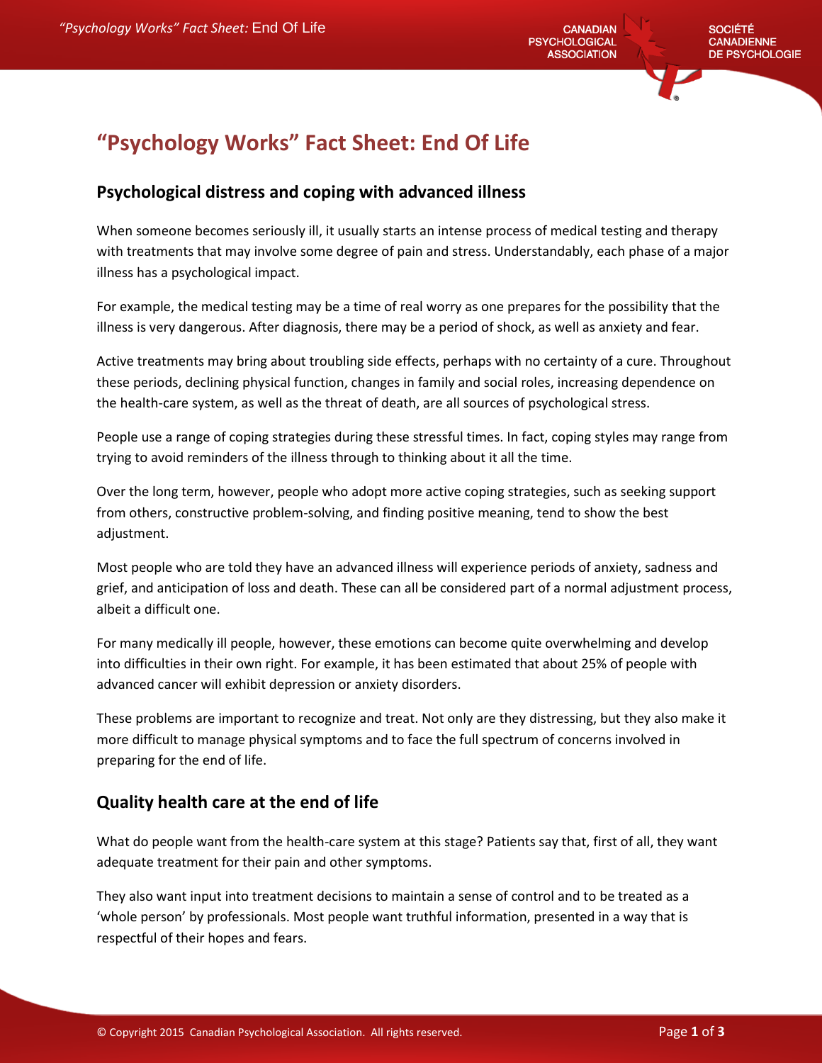# "Psychology Works" Fact Sheet: End Of Life

## Psychological distress and coping with advanced illness

When someone becomes seriously ill, it usually starts an intense process of medical testing and therapy with treatments that may involve some degree of pain and stress. Understandably, each phase of a major illness has a psychological impact.

For example, the medical testing may be a time of real worry as one prepares for the possibility that the illness is very dangerous. After diagnosis, there may be a period of shock, as well as anxiety and fear.

Active treatments may bring about troubling side effects, perhaps with no certainty of a cure. Throughout these periods, declining physical function, changes in family and social roles, increasing dependence on the health-care system, as well as the threat of death, are all sources of psychological stress.

People use a range of coping strategies during these stressful times. In fact, coping styles may range from trying to avoid reminders of the illness through to thinking about it all the time.

Over the long term, however, people who adopt more active coping strategies, such as seeking support from others, constructive problem-solving, and finding positive meaning, tend to show the best adjustment.

Most people who are told they have an advanced illness will experience periods of anxiety, sadness and grief, and anticipation of loss and death. These can all be considered part of a normal adjustment process, albeit a difficult one.

For many medically ill people, however, these emotions can become quite overwhelming and develop into difficulties in their own right. For example, it has been estimated that about 25% of people with advanced cancer will exhibit depression or anxiety disorders.

These problems are important to recognize and treat. Not only are they distressing, but they also make it more difficult to manage physical symptoms and to face the full spectrum of concerns involved in preparing for the end of life.

## Quality health care at the end of life

What do people want from the health-care system at this stage? Patients say that, first of all, they want adequate treatment for their pain and other symptoms.

They also want input into treatment decisions to maintain a sense of control and to be treated as a 'whole person' by professionals. Most people want truthful information, presented in a way that is respectful of their hopes and fears.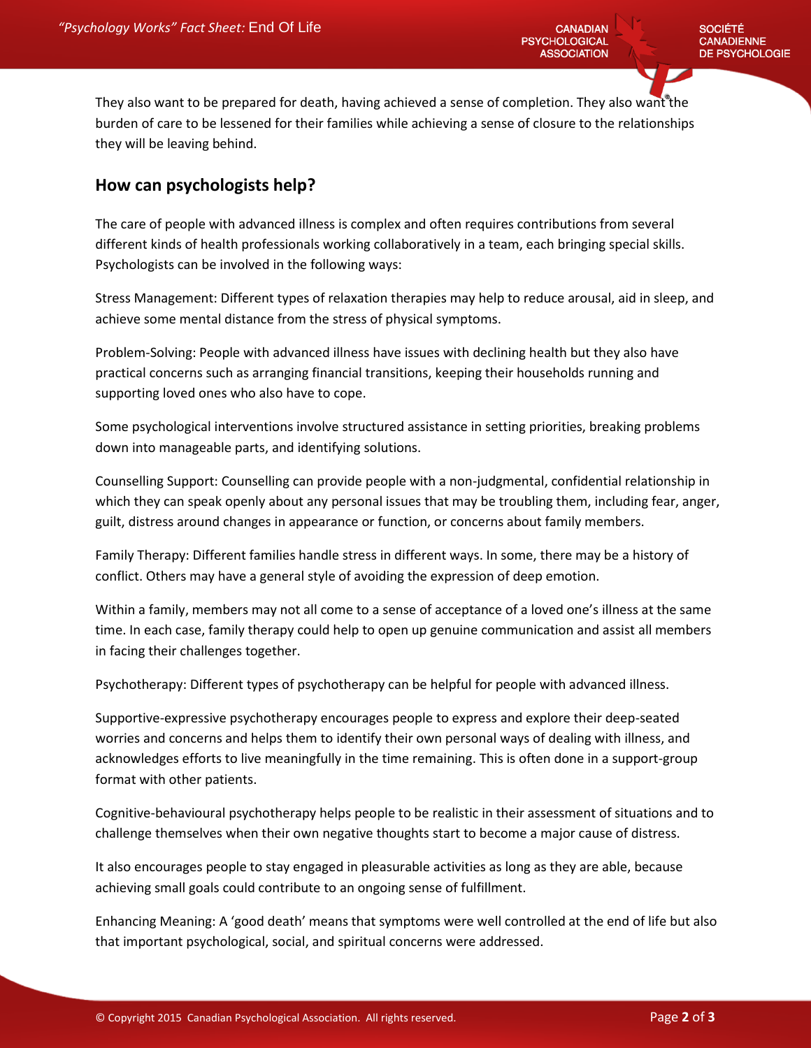They also want to be prepared for death, having achieved a sense of completion. They also want the burden of care to be lessened for their families while achieving a sense of closure to the relationships they will be leaving behind.

## How can psychologists help?

The care of people with advanced illness is complex and often requires contributions from several different kinds of health professionals working collaboratively in a team, each bringing special skills. Psychologists can be involved in the following ways:

Stress Management: Different types of relaxation therapies may help to reduce arousal, aid in sleep, and achieve some mental distance from the stress of physical symptoms.

Problem-Solving: People with advanced illness have issues with declining health but they also have practical concerns such as arranging financial transitions, keeping their households running and supporting loved ones who also have to cope.

Some psychological interventions involve structured assistance in setting priorities, breaking problems down into manageable parts, and identifying solutions.

Counselling Support: Counselling can provide people with a non-judgmental, confidential relationship in which they can speak openly about any personal issues that may be troubling them, including fear, anger, guilt, distress around changes in appearance or function, or concerns about family members.

Family Therapy: Different families handle stress in different ways. In some, there may be a history of conflict. Others may have a general style of avoiding the expression of deep emotion.

Within a family, members may not all come to a sense of acceptance of a loved one's illness at the same time. In each case, family therapy could help to open up genuine communication and assist all members in facing their challenges together.

Psychotherapy: Different types of psychotherapy can be helpful for people with advanced illness.

Supportive-expressive psychotherapy encourages people to express and explore their deep-seated worries and concerns and helps them to identify their own personal ways of dealing with illness, and acknowledges efforts to live meaningfully in the time remaining. This is often done in a support-group format with other patients.

Cognitive-behavioural psychotherapy helps people to be realistic in their assessment of situations and to challenge themselves when their own negative thoughts start to become a major cause of distress.

It also encourages people to stay engaged in pleasurable activities as long as they are able, because achieving small goals could contribute to an ongoing sense of fulfillment.

Enhancing Meaning: A 'good death' means that symptoms were well controlled at the end of life but also that important psychological, social, and spiritual concerns were addressed.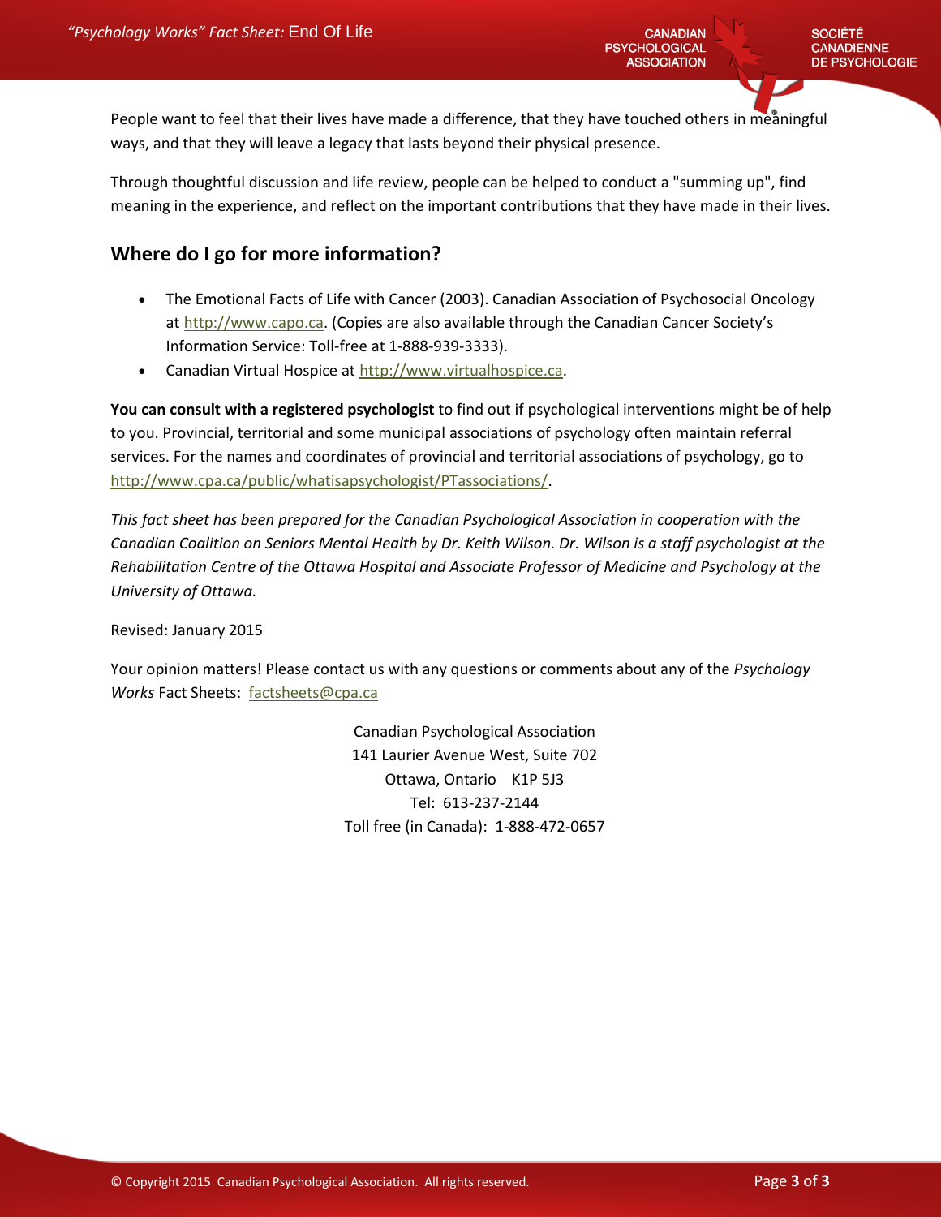People want to feel that their lives have made a difference, that they have touched others in meaningful ways, and that they will leave a legacy that lasts beyond their physical presence.

Through thoughtful discussion and life review, people can be helped to conduct a "summing up", find meaning in the experience, and reflect on the important contributions that they have made in their lives.

## Where do I go for more information?

- The Emotional Facts of Life with Cancer (2003). Canadian Association of Psychosocial Oncology at http://www.capo.ca. (Copies are also available through the Canadian Cancer Society's Information Service: Toll-free at 1-888-939-3333).
- Canadian Virtual Hospice at http://www.virtualhospice.ca.

**You can consult with a registered psychologist** to find out if psychological interventions might be of help to you. Provincial, territorial and some municipal associations of psychology often maintain referral services. For the names and coordinates of provincial and territorial associations of psychology, go to http://www.cpa.ca/public/whatisapsychologist/PTassociations/.

*This fact sheet has been prepared for the Canadian Psychological Association in cooperation with the Canadian Coalition on Seniors Mental Health by Dr. Keith Wilson. Dr. Wilson is a staff psychologist at the Rehabilitation Centre of the Ottawa Hospital and Associate Professor of Medicine and Psychology at the University of Ottawa.*

Revised: January 2015

Your opinion matters! Please contact us with any questions or comments about any of the *Psychology Works* Fact Sheets: factsheets@cpa.ca

Canadian Psychological Association
141 Laurier Avenue West, Suite 702
Ottawa, Ontario K1P 5J3
Tel: 613-237-2144
Toll free (in Canada): 1-888-472-0657

© Copyright 2015 Canadian Psychological Association. All rights reserved.